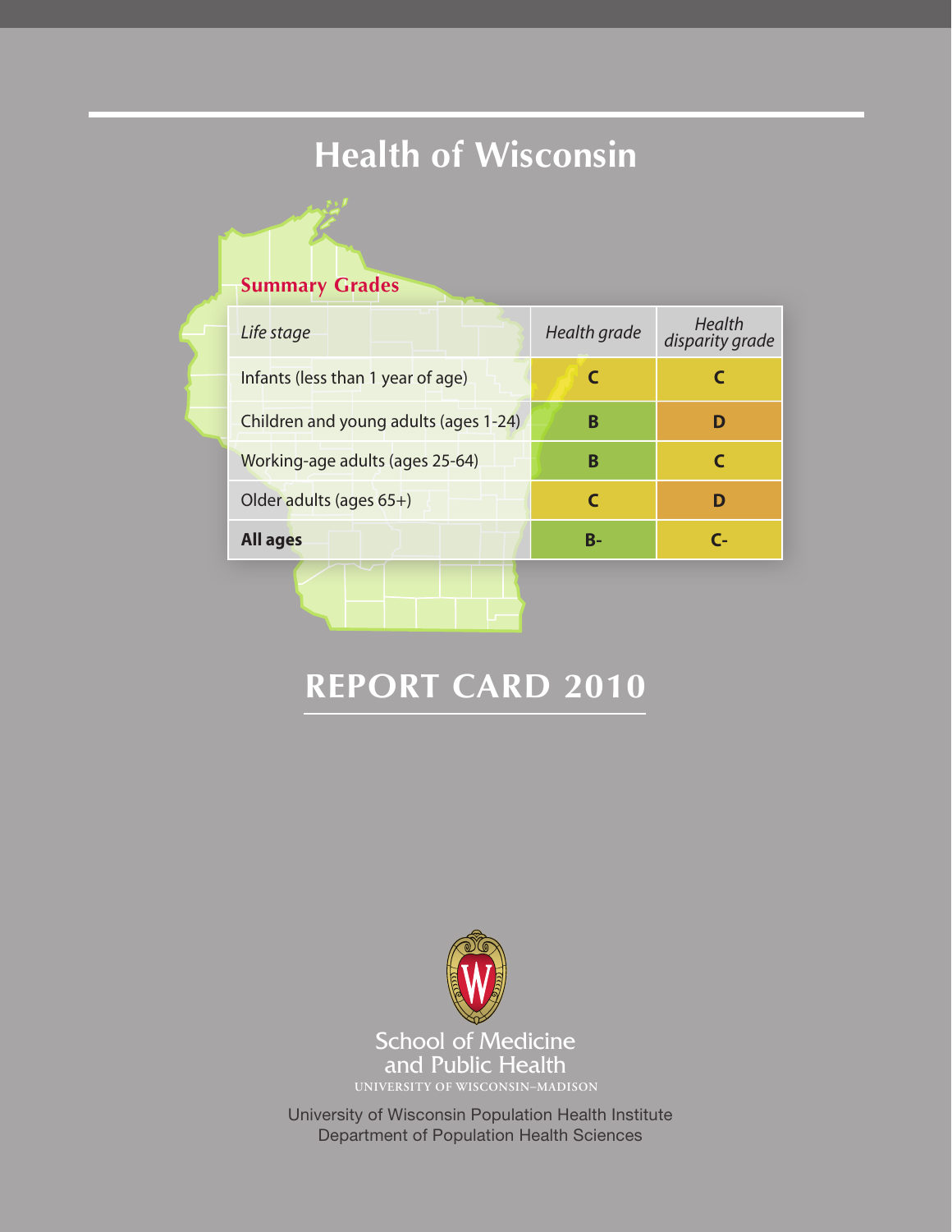# Health of Wisconsin

## Summary Grades

| *Life stage* | *Health grade* | *Health disparity grade* |
|---|---|---|
| Infants (less than 1 year of age) | C | C |
| Children and young adults (ages 1-24) | B | D |
| Working-age adults (ages 25-64) | B | C |
| Older adults (ages 65+) | C | D |
| **All ages** | B- | C- |

# REPORT CARD 2010

School of Medicine
and Public Health
UNIVERSITY OF WISCONSIN–MADISON

University of Wisconsin Population Health Institute
Department of Population Health Sciences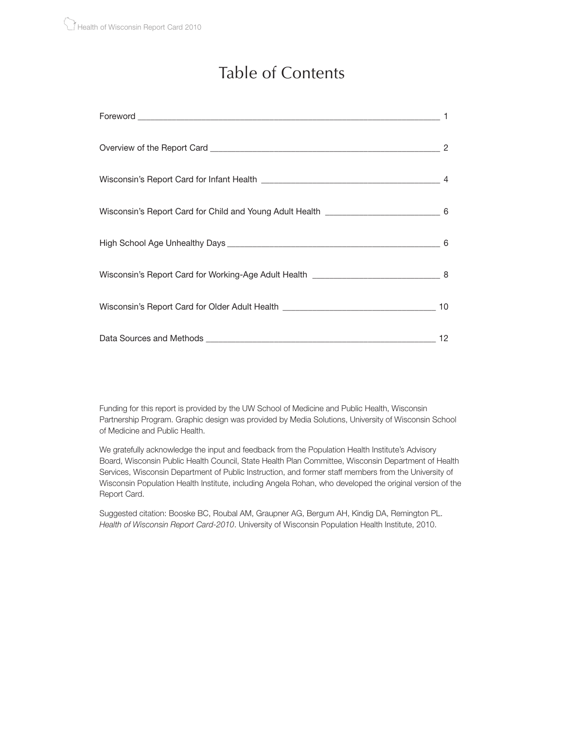# Table of Contents

| | |
|---|---|
| Foreword | 1 |
| Overview of the Report Card | 2 |
| Wisconsin's Report Card for Infant Health | 4 |
| Wisconsin's Report Card for Child and Young Adult Health | 6 |
| High School Age Unhealthy Days | 6 |
| Wisconsin's Report Card for Working-Age Adult Health | 8 |
| Wisconsin's Report Card for Older Adult Health | 10 |
| Data Sources and Methods | 12 |

Funding for this report is provided by the UW School of Medicine and Public Health, Wisconsin Partnership Program. Graphic design was provided by Media Solutions, University of Wisconsin School of Medicine and Public Health.

We gratefully acknowledge the input and feedback from the Population Health Institute's Advisory Board, Wisconsin Public Health Council, State Health Plan Committee, Wisconsin Department of Health Services, Wisconsin Department of Public Instruction, and former staff members from the University of Wisconsin Population Health Institute, including Angela Rohan, who developed the original version of the Report Card.

Suggested citation: Booske BC, Roubal AM, Graupner AG, Bergum AH, Kindig DA, Remington PL. *Health of Wisconsin Report Card-2010*. University of Wisconsin Population Health Institute, 2010.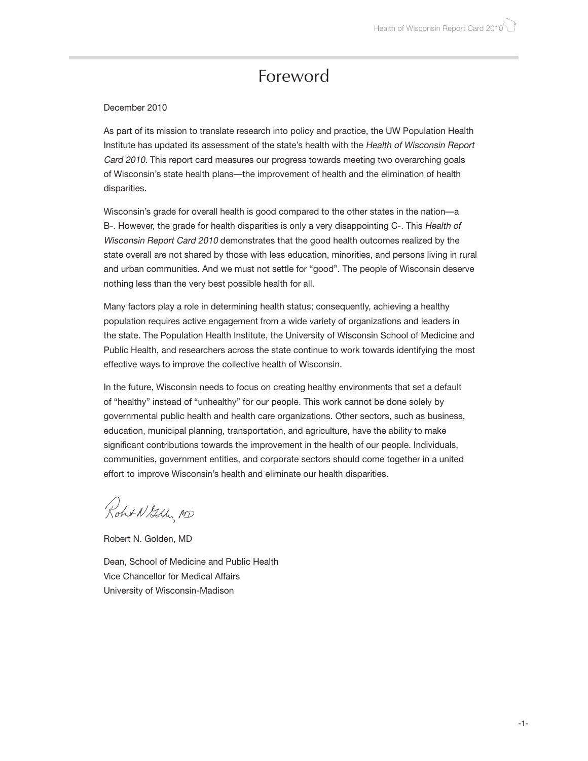# Foreword

December 2010

As part of its mission to translate research into policy and practice, the UW Population Health Institute has updated its assessment of the state's health with the *Health of Wisconsin Report Card 2010*. This report card measures our progress towards meeting two overarching goals of Wisconsin's state health plans—the improvement of health and the elimination of health disparities.

Wisconsin's grade for overall health is good compared to the other states in the nation—a B-. However, the grade for health disparities is only a very disappointing C-. This *Health of Wisconsin Report Card 2010* demonstrates that the good health outcomes realized by the state overall are not shared by those with less education, minorities, and persons living in rural and urban communities. And we must not settle for "good". The people of Wisconsin deserve nothing less than the very best possible health for all.

Many factors play a role in determining health status; consequently, achieving a healthy population requires active engagement from a wide variety of organizations and leaders in the state. The Population Health Institute, the University of Wisconsin School of Medicine and Public Health, and researchers across the state continue to work towards identifying the most effective ways to improve the collective health of Wisconsin.

In the future, Wisconsin needs to focus on creating healthy environments that set a default of "healthy" instead of "unhealthy" for our people. This work cannot be done solely by governmental public health and health care organizations. Other sectors, such as business, education, municipal planning, transportation, and agriculture, have the ability to make significant contributions towards the improvement in the health of our people. Individuals, communities, government entities, and corporate sectors should come together in a united effort to improve Wisconsin's health and eliminate our health disparities.

Robert N. Golden, MD

Dean, School of Medicine and Public Health
Vice Chancellor for Medical Affairs
University of Wisconsin-Madison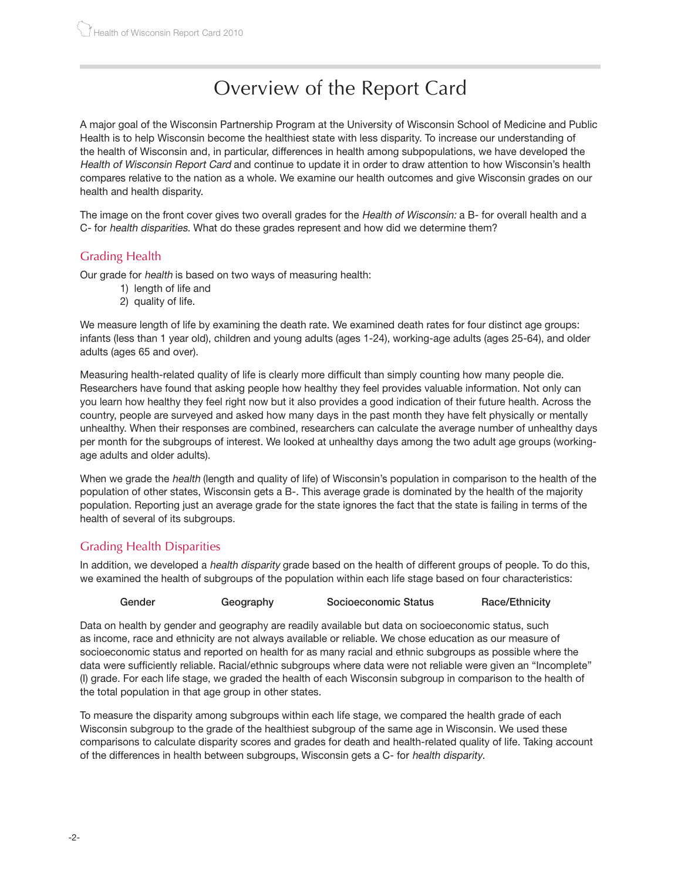# Overview of the Report Card

A major goal of the Wisconsin Partnership Program at the University of Wisconsin School of Medicine and Public Health is to help Wisconsin become the healthiest state with less disparity. To increase our understanding of the health of Wisconsin and, in particular, differences in health among subpopulations, we have developed the *Health of Wisconsin Report Card* and continue to update it in order to draw attention to how Wisconsin's health compares relative to the nation as a whole. We examine our health outcomes and give Wisconsin grades on our health and health disparity.

The image on the front cover gives two overall grades for the *Health of Wisconsin:* a B- for overall health and a C- for *health disparities*. What do these grades represent and how did we determine them?

## Grading Health

Our grade for *health* is based on two ways of measuring health:

1) length of life and
2) quality of life.

We measure length of life by examining the death rate. We examined death rates for four distinct age groups: infants (less than 1 year old), children and young adults (ages 1-24), working-age adults (ages 25-64), and older adults (ages 65 and over).

Measuring health-related quality of life is clearly more difficult than simply counting how many people die. Researchers have found that asking people how healthy they feel provides valuable information. Not only can you learn how healthy they feel right now but it also provides a good indication of their future health. Across the country, people are surveyed and asked how many days in the past month they have felt physically or mentally unhealthy. When their responses are combined, researchers can calculate the average number of unhealthy days per month for the subgroups of interest. We looked at unhealthy days among the two adult age groups (working-age adults and older adults).

When we grade the *health* (length and quality of life) of Wisconsin's population in comparison to the health of the population of other states, Wisconsin gets a B-. This average grade is dominated by the health of the majority population. Reporting just an average grade for the state ignores the fact that the state is failing in terms of the health of several of its subgroups.

## Grading Health Disparities

In addition, we developed a *health disparity* grade based on the health of different groups of people. To do this, we examined the health of subgroups of the population within each life stage based on four characteristics:

Gender     Geography     Socioeconomic Status     Race/Ethnicity

Data on health by gender and geography are readily available but data on socioeconomic status, such as income, race and ethnicity are not always available or reliable. We chose education as our measure of socioeconomic status and reported on health for as many racial and ethnic subgroups as possible where the data were sufficiently reliable. Racial/ethnic subgroups where data were not reliable were given an "Incomplete" (I) grade. For each life stage, we graded the health of each Wisconsin subgroup in comparison to the health of the total population in that age group in other states.

To measure the disparity among subgroups within each life stage, we compared the health grade of each Wisconsin subgroup to the grade of the healthiest subgroup of the same age in Wisconsin. We used these comparisons to calculate disparity scores and grades for death and health-related quality of life. Taking account of the differences in health between subgroups, Wisconsin gets a C- for *health disparity*.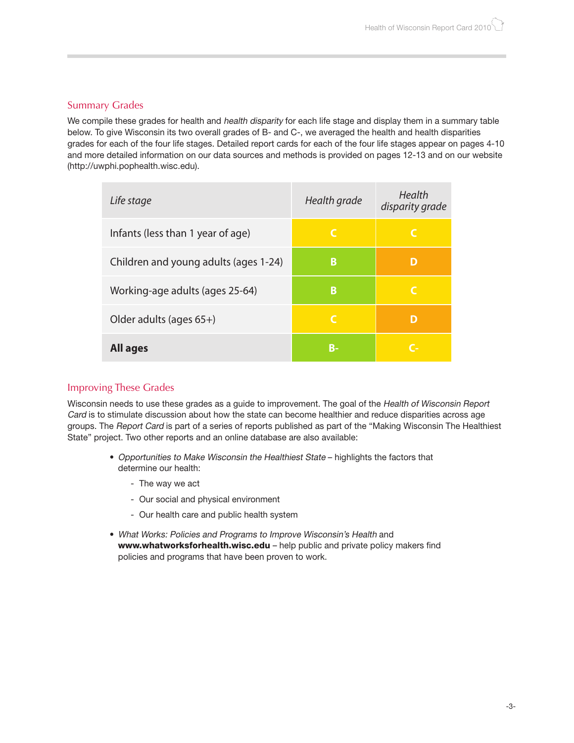## Summary Grades

We compile these grades for health and *health disparity* for each life stage and display them in a summary table below. To give Wisconsin its two overall grades of B- and C-, we averaged the health and health disparities grades for each of the four life stages. Detailed report cards for each of the four life stages appear on pages 4-10 and more detailed information on our data sources and methods is provided on pages 12-13 and on our website (http://uwphi.pophealth.wisc.edu).

| *Life stage* | *Health grade* | *Health disparity grade* |
|---|---|---|
| Infants (less than 1 year of age) | C | C |
| Children and young adults (ages 1-24) | B | D |
| Working-age adults (ages 25-64) | B | C |
| Older adults (ages 65+) | C | D |
| **All ages** | B- | C- |

## Improving These Grades

Wisconsin needs to use these grades as a guide to improvement. The goal of the *Health of Wisconsin Report Card* is to stimulate discussion about how the state can become healthier and reduce disparities across age groups. The *Report Card* is part of a series of reports published as part of the "Making Wisconsin The Healthiest State" project. Two other reports and an online database are also available:

- *Opportunities to Make Wisconsin the Healthiest State* – highlights the factors that determine our health:
  - The way we act
  - Our social and physical environment
  - Our health care and public health system
- *What Works: Policies and Programs to Improve Wisconsin's Health* and **www.whatworksforhealth.wisc.edu** – help public and private policy makers find policies and programs that have been proven to work.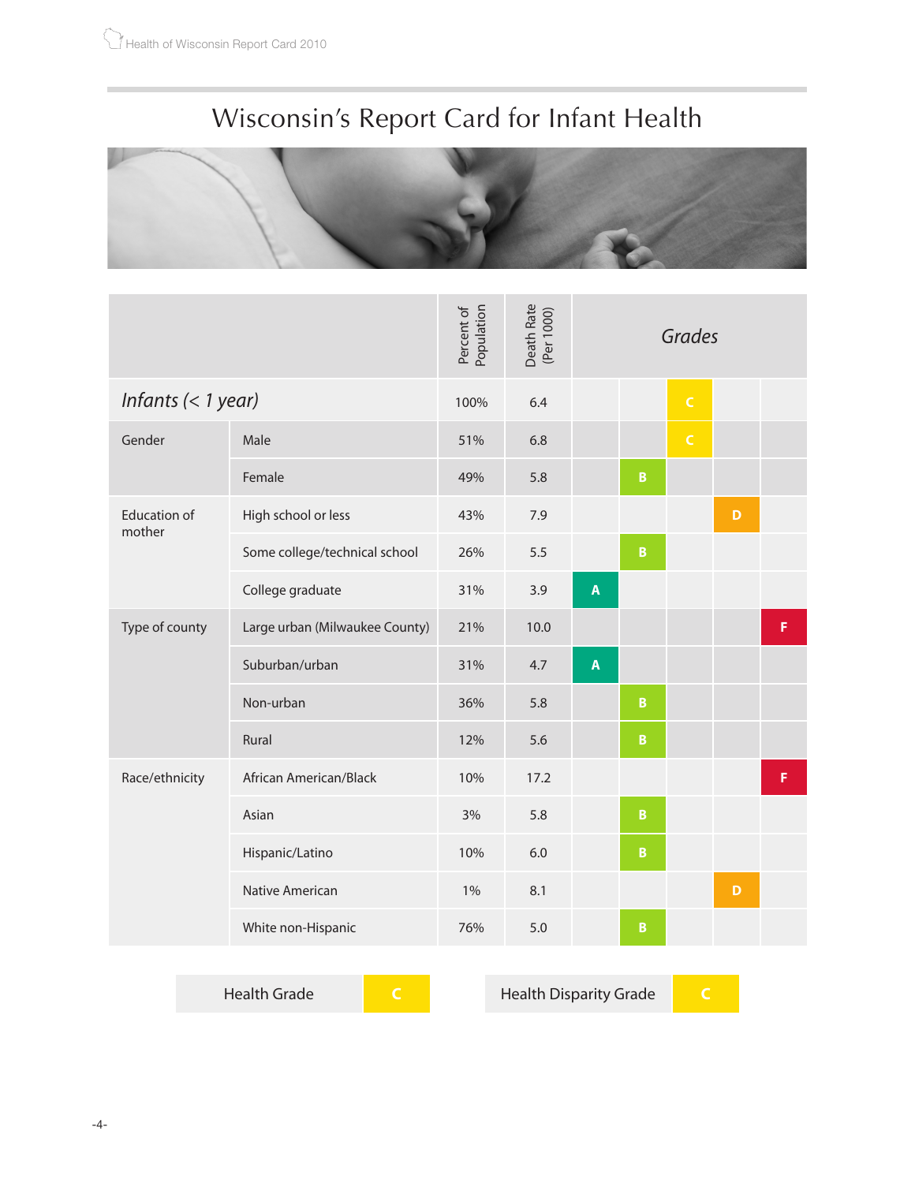# Wisconsin's Report Card for Infant Health

| | | Percent of Population | Death Rate (Per 1000) | Grades | | | | |
|---|---|---|---|---|---|---|---|---|
| *Infants (< 1 year)* | | 100% | 6.4 | | | C | | |
| Gender | Male | 51% | 6.8 | | | C | | |
| | Female | 49% | 5.8 | | B | | | |
| Education of mother | High school or less | 43% | 7.9 | | | | D | |
| | Some college/technical school | 26% | 5.5 | | B | | | |
| | College graduate | 31% | 3.9 | A | | | | |
| Type of county | Large urban (Milwaukee County) | 21% | 10.0 | | | | | F |
| | Suburban/urban | 31% | 4.7 | A | | | | |
| | Non-urban | 36% | 5.8 | | B | | | |
| | Rural | 12% | 5.6 | | B | | | |
| Race/ethnicity | African American/Black | 10% | 17.2 | | | | | F |
| | Asian | 3% | 5.8 | | B | | | |
| | Hispanic/Latino | 10% | 6.0 | | B | | | |
| | Native American | 1% | 8.1 | | | | D | |
| | White non-Hispanic | 76% | 5.0 | | B | | | |

| Health Grade | C |
|---|---|

| Health Disparity Grade | C |
|---|---|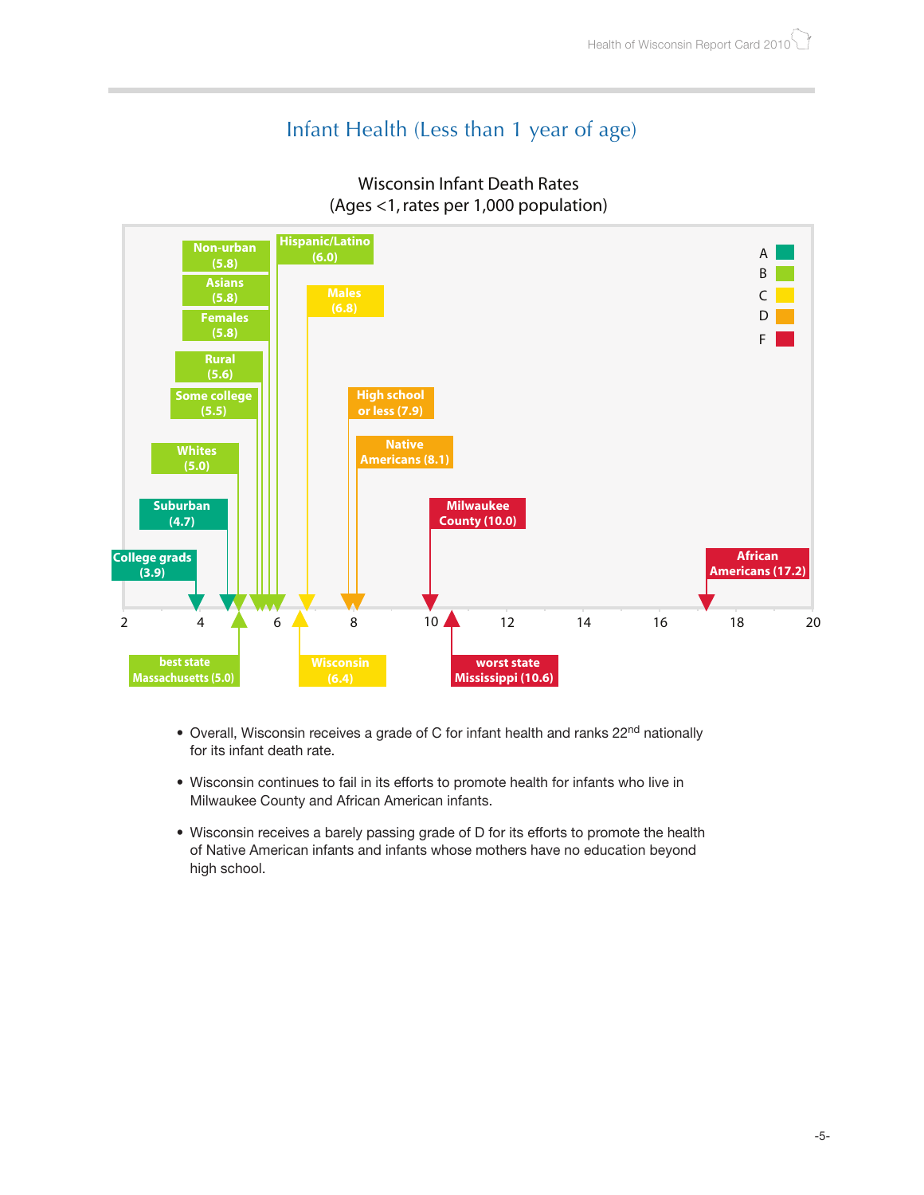## Infant Health (Less than 1 year of age)

Wisconsin Infant Death Rates
(Ages <1, rates per 1,000 population)

| Group | Rate | Grade |
| --- | --- | --- |
| College grads | 3.9 | A |
| Suburban | 4.7 | A |
| Whites | 5.0 | B |
| Some college | 5.5 | B |
| Rural | 5.6 | B |
| Females | 5.8 | B |
| Asians | 5.8 | B |
| Non-urban | 5.8 | B |
| Hispanic/Latino | 6.0 | B |
| Males | 6.8 | C |
| High school or less | 7.9 | D |
| Native Americans | 8.1 | D |
| Milwaukee County | 10.0 | F |
| African Americans | 17.2 | F |
| best state Massachusetts | 5.0 | B |
| Wisconsin | 6.4 | C |
| worst state Mississippi | 10.6 | F |

- Overall, Wisconsin receives a grade of C for infant health and ranks 22nd nationally for its infant death rate.
- Wisconsin continues to fail in its efforts to promote health for infants who live in Milwaukee County and African American infants.
- Wisconsin receives a barely passing grade of D for its efforts to promote the health of Native American infants and infants whose mothers have no education beyond high school.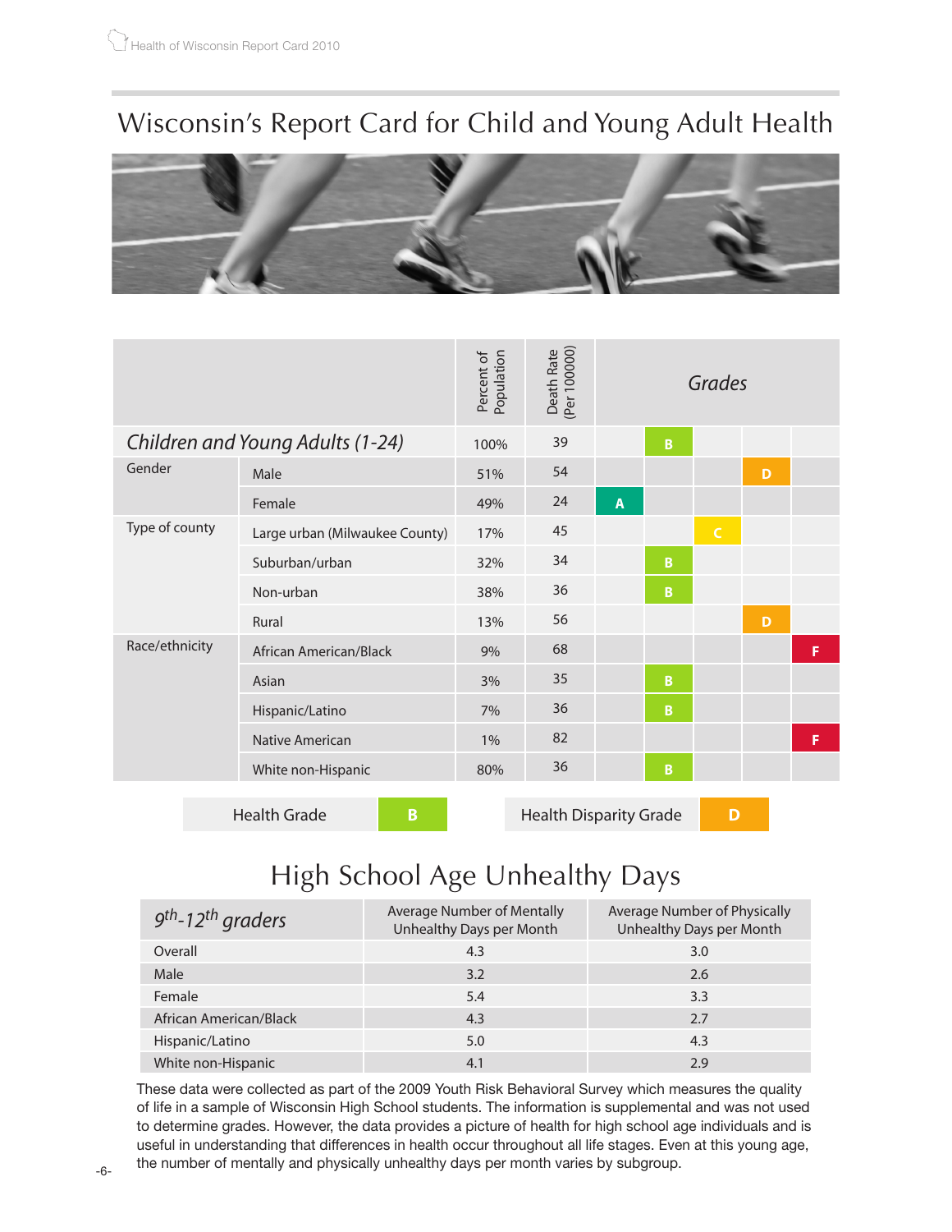# Wisconsin's Report Card for Child and Young Adult Health

| | | Percent of Population | Death Rate (Per 100000) | Grades | | | | |
|---|---|---|---|---|---|---|---|---|
| ***Children and Young Adults (1-24)*** | | 100% | 39 | | B | | | |
| Gender | Male | 51% | 54 | | | | D | |
| | Female | 49% | 24 | A | | | | |
| Type of county | Large urban (Milwaukee County) | 17% | 45 | | | C | | |
| | Suburban/urban | 32% | 34 | | B | | | |
| | Non-urban | 38% | 36 | | B | | | |
| | Rural | 13% | 56 | | | | D | |
| Race/ethnicity | African American/Black | 9% | 68 | | | | | F |
| | Asian | 3% | 35 | | B | | | |
| | Hispanic/Latino | 7% | 36 | | B | | | |
| | Native American | 1% | 82 | | | | | F |
| | White non-Hispanic | 80% | 36 | | B | | | |

| Health Grade | B |
|---|---|

| Health Disparity Grade | D |
|---|---|

## High School Age Unhealthy Days

| *9th-12th graders* | Average Number of Mentally Unhealthy Days per Month | Average Number of Physically Unhealthy Days per Month |
|---|---|---|
| Overall | 4.3 | 3.0 |
| Male | 3.2 | 2.6 |
| Female | 5.4 | 3.3 |
| African American/Black | 4.3 | 2.7 |
| Hispanic/Latino | 5.0 | 4.3 |
| White non-Hispanic | 4.1 | 2.9 |

These data were collected as part of the 2009 Youth Risk Behavioral Survey which measures the quality of life in a sample of Wisconsin High School students. The information is supplemental and was not used to determine grades. However, the data provides a picture of health for high school age individuals and is useful in understanding that differences in health occur throughout all life stages. Even at this young age, the number of mentally and physically unhealthy days per month varies by subgroup.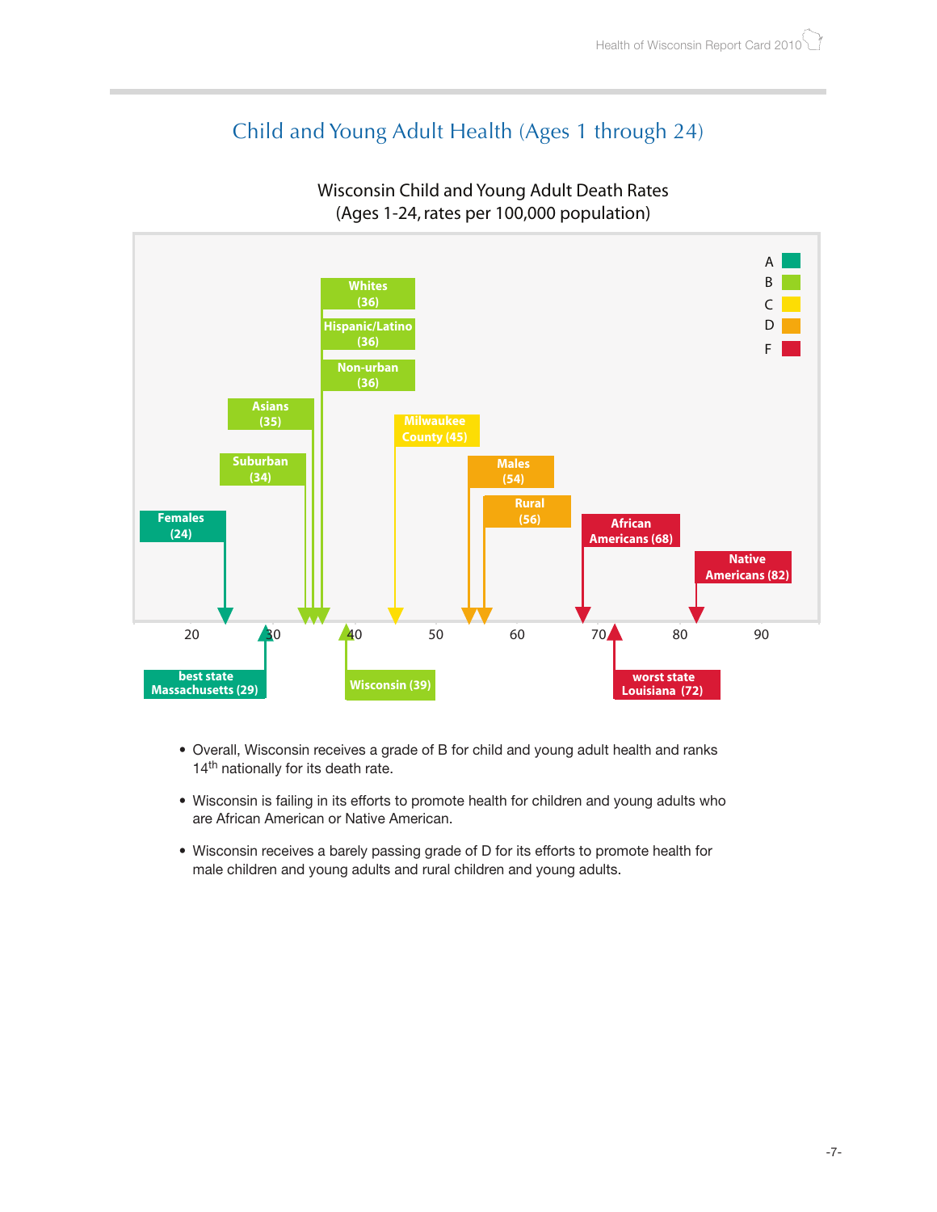## Child and Young Adult Health (Ages 1 through 24)

Wisconsin Child and Young Adult Death Rates
(Ages 1-24, rates per 100,000 population)

| Group | Rate | Grade |
|---|---|---|
| Females | 24 | A |
| Suburban | 34 | B |
| Asians | 35 | B |
| Whites | 36 | B |
| Hispanic/Latino | 36 | B |
| Non-urban | 36 | B |
| Wisconsin | 39 | B |
| Milwaukee County | 45 | C |
| Males | 54 | D |
| Rural | 56 | D |
| African Americans | 68 | F |
| Native Americans | 82 | F |
| best state Massachusetts | 29 | A |
| worst state Louisiana | 72 | F |

- Overall, Wisconsin receives a grade of B for child and young adult health and ranks 14th nationally for its death rate.
- Wisconsin is failing in its efforts to promote health for children and young adults who are African American or Native American.
- Wisconsin receives a barely passing grade of D for its efforts to promote health for male children and young adults and rural children and young adults.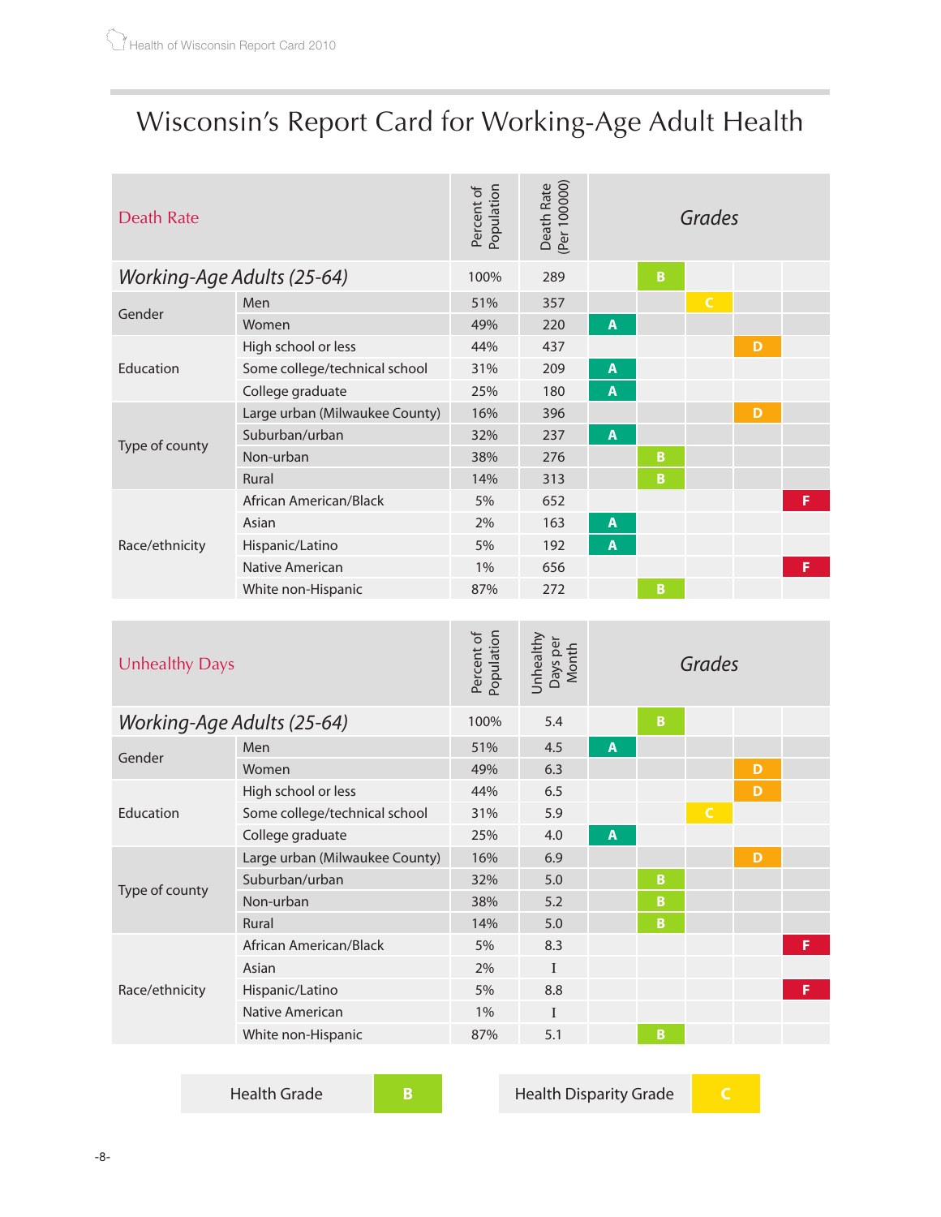# Wisconsin's Report Card for Working-Age Adult Health

| Death Rate | | Percent of Population | Death Rate (Per 100000) | Grades | | | | |
|---|---|---|---|---|---|---|---|---|
| *Working-Age Adults (25-64)* | | 100% | 289 | | B | | | |
| Gender | Men | 51% | 357 | | | C | | |
| | Women | 49% | 220 | A | | | | |
| Education | High school or less | 44% | 437 | | | | D | |
| | Some college/technical school | 31% | 209 | A | | | | |
| | College graduate | 25% | 180 | A | | | | |
| Type of county | Large urban (Milwaukee County) | 16% | 396 | | | | D | |
| | Suburban/urban | 32% | 237 | A | | | | |
| | Non-urban | 38% | 276 | | B | | | |
| | Rural | 14% | 313 | | B | | | |
| Race/ethnicity | African American/Black | 5% | 652 | | | | | F |
| | Asian | 2% | 163 | A | | | | |
| | Hispanic/Latino | 5% | 192 | A | | | | |
| | Native American | 1% | 656 | | | | | F |
| | White non-Hispanic | 87% | 272 | | B | | | |

| Unhealthy Days | | Percent of Population | Unhealthy Days per Month | Grades | | | | |
|---|---|---|---|---|---|---|---|---|
| *Working-Age Adults (25-64)* | | 100% | 5.4 | | B | | | |
| Gender | Men | 51% | 4.5 | A | | | | |
| | Women | 49% | 6.3 | | | | D | |
| Education | High school or less | 44% | 6.5 | | | | D | |
| | Some college/technical school | 31% | 5.9 | | | C | | |
| | College graduate | 25% | 4.0 | A | | | | |
| Type of county | Large urban (Milwaukee County) | 16% | 6.9 | | | | D | |
| | Suburban/urban | 32% | 5.0 | | B | | | |
| | Non-urban | 38% | 5.2 | | B | | | |
| | Rural | 14% | 5.0 | | B | | | |
| Race/ethnicity | African American/Black | 5% | 8.3 | | | | | F |
| | Asian | 2% | I | | | | | |
| | Hispanic/Latino | 5% | 8.8 | | | | | F |
| | Native American | 1% | I | | | | | |
| | White non-Hispanic | 87% | 5.1 | | B | | | |

| Health Grade | B |
|---|---|

| Health Disparity Grade | C |
|---|---|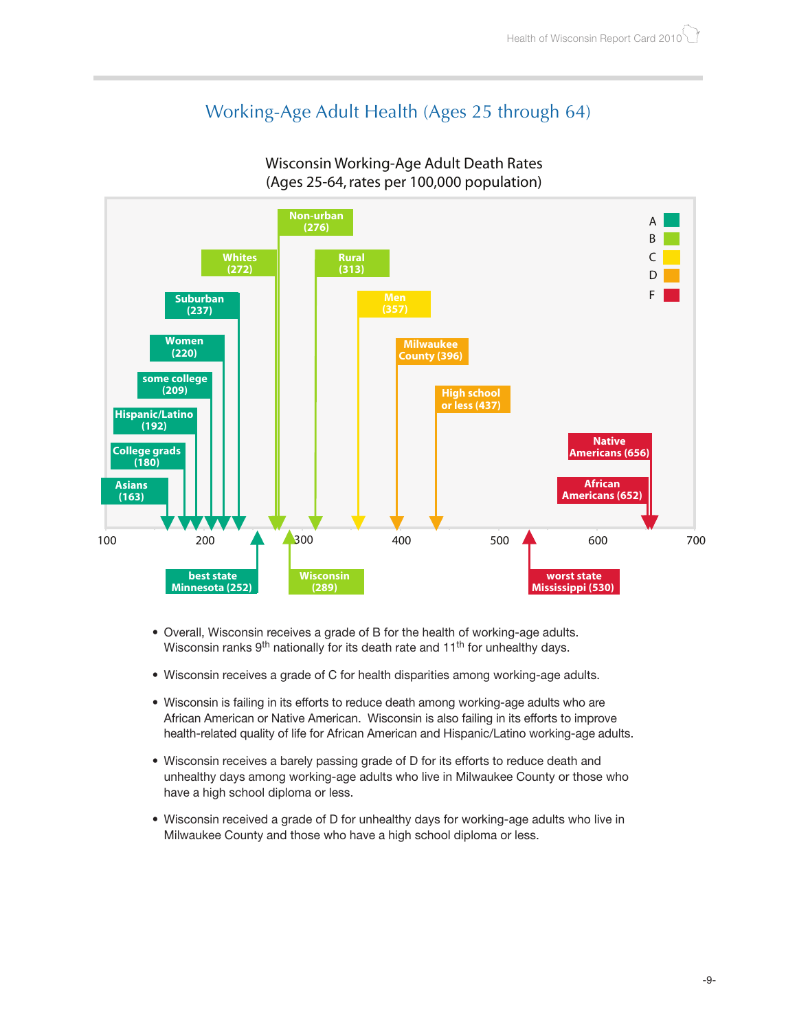## Working-Age Adult Health (Ages 25 through 64)

Wisconsin Working-Age Adult Death Rates
(Ages 25-64, rates per 100,000 population)

| Group | Rate | Grade |
|---|---|---|
| Asians | 163 | A |
| College grads | 180 | A |
| Hispanic/Latino | 192 | A |
| some college | 209 | A |
| Women | 220 | A |
| Suburban | 237 | A |
| best state Minnesota | 252 | A |
| Whites | 272 | B |
| Non-urban | 276 | B |
| Wisconsin | 289 | B |
| Rural | 313 | B |
| Men | 357 | C |
| Milwaukee County | 396 | D |
| High school or less | 437 | D |
| worst state Mississippi | 530 | F |
| African Americans | 652 | F |
| Native Americans | 656 | F |

- Overall, Wisconsin receives a grade of B for the health of working-age adults. Wisconsin ranks 9th nationally for its death rate and 11th for unhealthy days.
- Wisconsin receives a grade of C for health disparities among working-age adults.
- Wisconsin is failing in its efforts to reduce death among working-age adults who are African American or Native American. Wisconsin is also failing in its efforts to improve health-related quality of life for African American and Hispanic/Latino working-age adults.
- Wisconsin receives a barely passing grade of D for its efforts to reduce death and unhealthy days among working-age adults who live in Milwaukee County or those who have a high school diploma or less.
- Wisconsin received a grade of D for unhealthy days for working-age adults who live in Milwaukee County and those who have a high school diploma or less.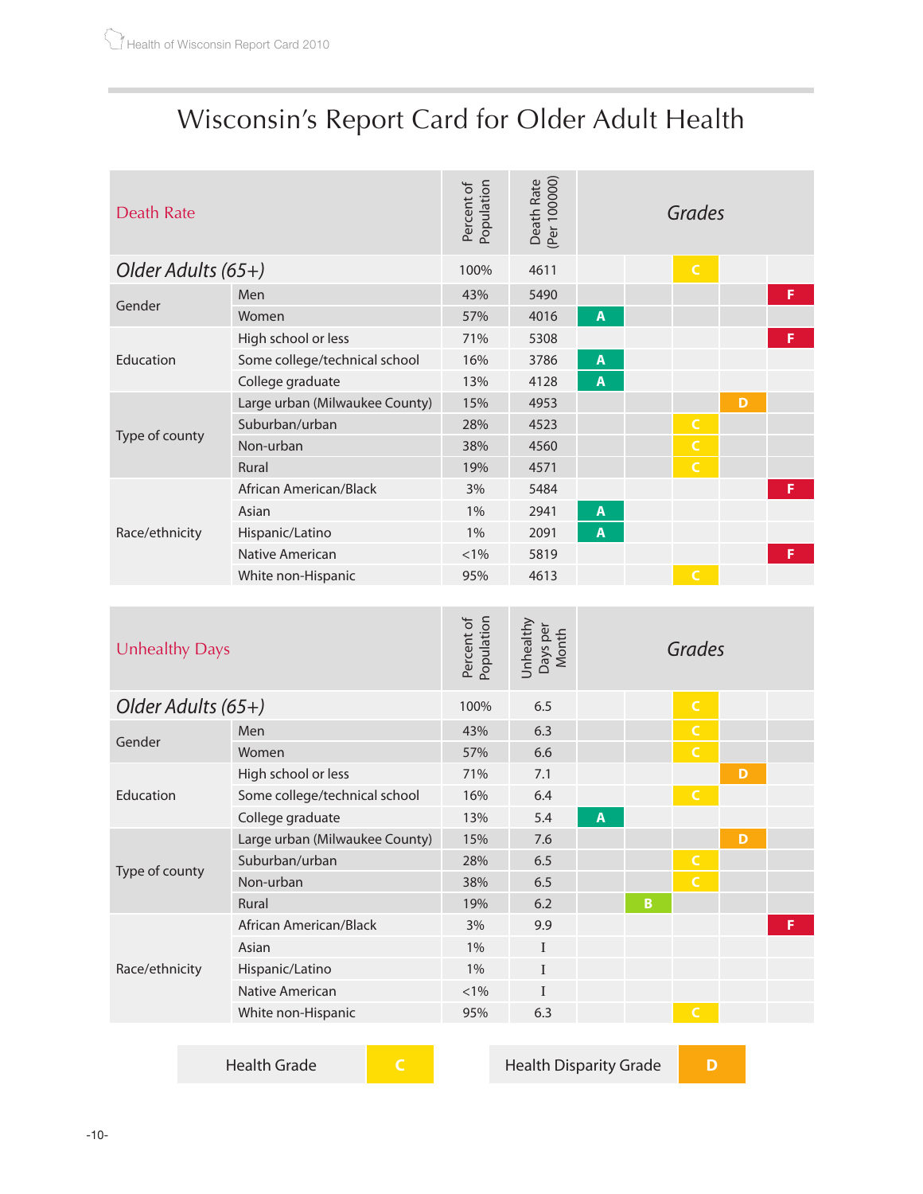# Wisconsin's Report Card for Older Adult Health

| Death Rate | | Percent of Population | Death Rate (Per 100000) | A | B | C | D | F |
|---|---|---|---|---|---|---|---|---|
| *Older Adults (65+)* | | 100% | 4611 | | | C | | |
| Gender | Men | 43% | 5490 | | | | | F |
| | Women | 57% | 4016 | A | | | | |
| Education | High school or less | 71% | 5308 | | | | | F |
| | Some college/technical school | 16% | 3786 | A | | | | |
| | College graduate | 13% | 4128 | A | | | | |
| Type of county | Large urban (Milwaukee County) | 15% | 4953 | | | | D | |
| | Suburban/urban | 28% | 4523 | | | C | | |
| | Non-urban | 38% | 4560 | | | C | | |
| | Rural | 19% | 4571 | | | C | | |
| Race/ethnicity | African American/Black | 3% | 5484 | | | | | F |
| | Asian | 1% | 2941 | A | | | | |
| | Hispanic/Latino | 1% | 2091 | A | | | | |
| | Native American | <1% | 5819 | | | | | F |
| | White non-Hispanic | 95% | 4613 | | | C | | |

| Unhealthy Days | | Percent of Population | Unhealthy Days per Month | A | B | C | D | F |
|---|---|---|---|---|---|---|---|---|
| *Older Adults (65+)* | | 100% | 6.5 | | | C | | |
| Gender | Men | 43% | 6.3 | | | C | | |
| | Women | 57% | 6.6 | | | C | | |
| Education | High school or less | 71% | 7.1 | | | | D | |
| | Some college/technical school | 16% | 6.4 | | | C | | |
| | College graduate | 13% | 5.4 | A | | | | |
| Type of county | Large urban (Milwaukee County) | 15% | 7.6 | | | | D | |
| | Suburban/urban | 28% | 6.5 | | | C | | |
| | Non-urban | 38% | 6.5 | | | C | | |
| | Rural | 19% | 6.2 | | B | | | |
| Race/ethnicity | African American/Black | 3% | 9.9 | | | | | F |
| | Asian | 1% | I | | | | | |
| | Hispanic/Latino | 1% | I | | | | | |
| | Native American | <1% | I | | | | | |
| | White non-Hispanic | 95% | 6.3 | | | C | | |

| Health Grade | C |
|---|---|

| Health Disparity Grade | D |
|---|---|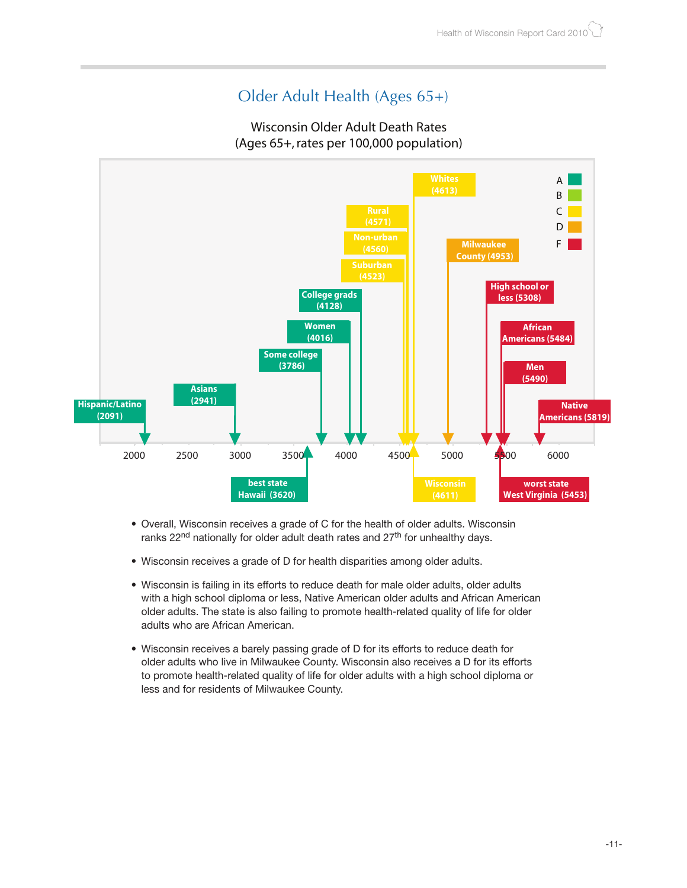## Older Adult Health (Ages 65+)

Wisconsin Older Adult Death Rates
(Ages 65+, rates per 100,000 population)

| Group | Death rate | Grade |
|---|---|---|
| Hispanic/Latino | 2091 | A |
| Asians | 2941 | A |
| best state Hawaii | 3620 | |
| Some college | 3786 | A |
| Women | 4016 | A |
| College grads | 4128 | A |
| Suburban | 4523 | C |
| Non-urban | 4560 | C |
| Rural | 4571 | C |
| Wisconsin | 4611 | C |
| Whites | 4613 | C |
| Milwaukee County | 4953 | D |
| High school or less | 5308 | F |
| worst state West Virginia | 5453 | |
| African Americans | 5484 | F |
| Men | 5490 | F |
| Native Americans | 5819 | F |

- Overall, Wisconsin receives a grade of C for the health of older adults. Wisconsin ranks 22nd nationally for older adult death rates and 27th for unhealthy days.
- Wisconsin receives a grade of D for health disparities among older adults.
- Wisconsin is failing in its efforts to reduce death for male older adults, older adults with a high school diploma or less, Native American older adults and African American older adults. The state is also failing to promote health-related quality of life for older adults who are African American.
- Wisconsin receives a barely passing grade of D for its efforts to reduce death for older adults who live in Milwaukee County. Wisconsin also receives a D for its efforts to promote health-related quality of life for older adults with a high school diploma or less and for residents of Milwaukee County.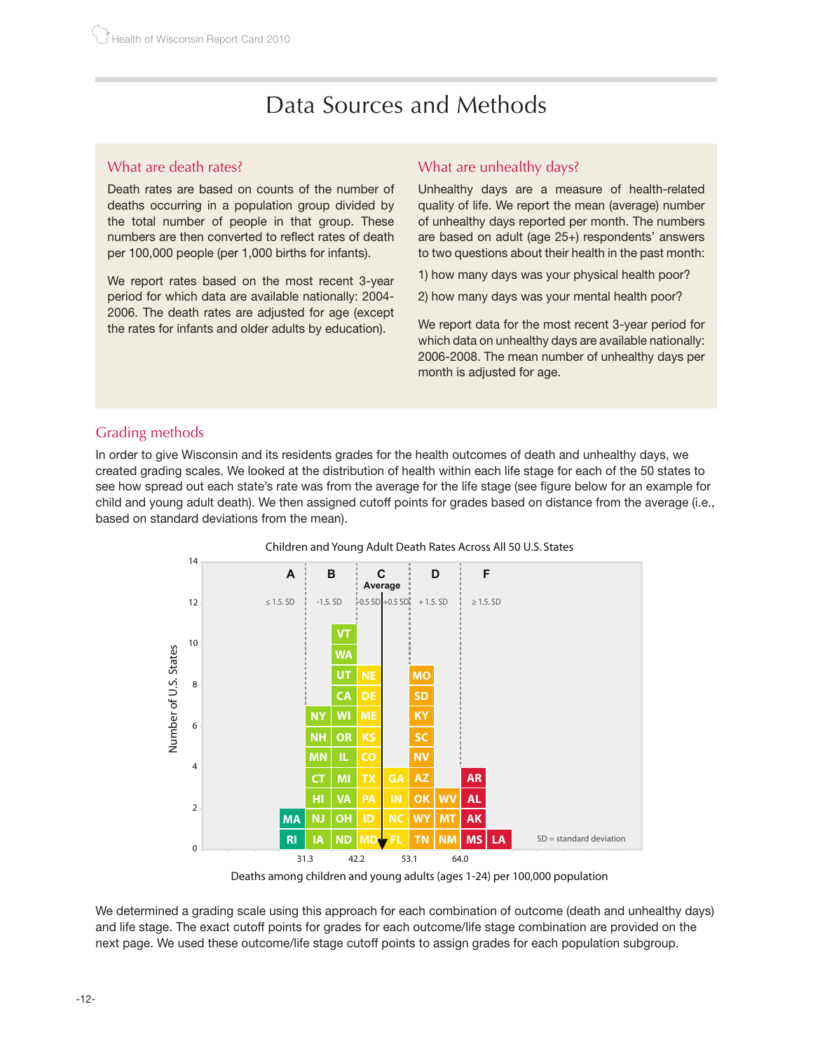# Data Sources and Methods

## What are death rates?

Death rates are based on counts of the number of deaths occurring in a population group divided by the total number of people in that group. These numbers are then converted to reflect rates of death per 100,000 people (per 1,000 births for infants).

We report rates based on the most recent 3-year period for which data are available nationally: 2004-2006. The death rates are adjusted for age (except the rates for infants and older adults by education).

## What are unhealthy days?

Unhealthy days are a measure of health-related quality of life. We report the mean (average) number of unhealthy days reported per month. The numbers are based on adult (age 25+) respondents' answers to two questions about their health in the past month:

1) how many days was your physical health poor?

2) how many days was your mental health poor?

We report data for the most recent 3-year period for which data on unhealthy days are available nationally: 2006-2008. The mean number of unhealthy days per month is adjusted for age.

## Grading methods

In order to give Wisconsin and its residents grades for the health outcomes of death and unhealthy days, we created grading scales. We looked at the distribution of health within each life stage for each of the 50 states to see how spread out each state's rate was from the average for the life stage (see figure below for an example for child and young adult death). We then assigned cutoff points for grades based on distance from the average (i.e., based on standard deviations from the mean).

Children and Young Adult Death Rates Across All 50 U.S. States

| Grade | A | B | C (Average) | D | F |
|---|---|---|---|---|---|
| Cutoff | ≤ 1.5. SD | -1.5. SD | -0.5 SD / +0.5 SD | + 1.5. SD | ≥ 1.5. SD |
| States | RI, MA | IA, NJ, HI, CT, MN, NH, NY, ND, OH, VA, MI, IL, OR, WI, CA, UT, WA, VT | MD, ID, PA, TX, CO, KS, ME, DE, NE, FL, NC, IN, GA | TN, WY, OK, AZ, NV, SC, KY, SD, MO, NM, MT, WV | MS, AK, AL, AR, LA |

Deaths among children and young adults (ages 1-24) per 100,000 population (axis cutoffs: 31.3, 42.2, 53.1, 64.0)

SD = standard deviation

We determined a grading scale using this approach for each combination of outcome (death and unhealthy days) and life stage. The exact cutoff points for grades for each outcome/life stage combination are provided on the next page. We used these outcome/life stage cutoff points to assign grades for each population subgroup.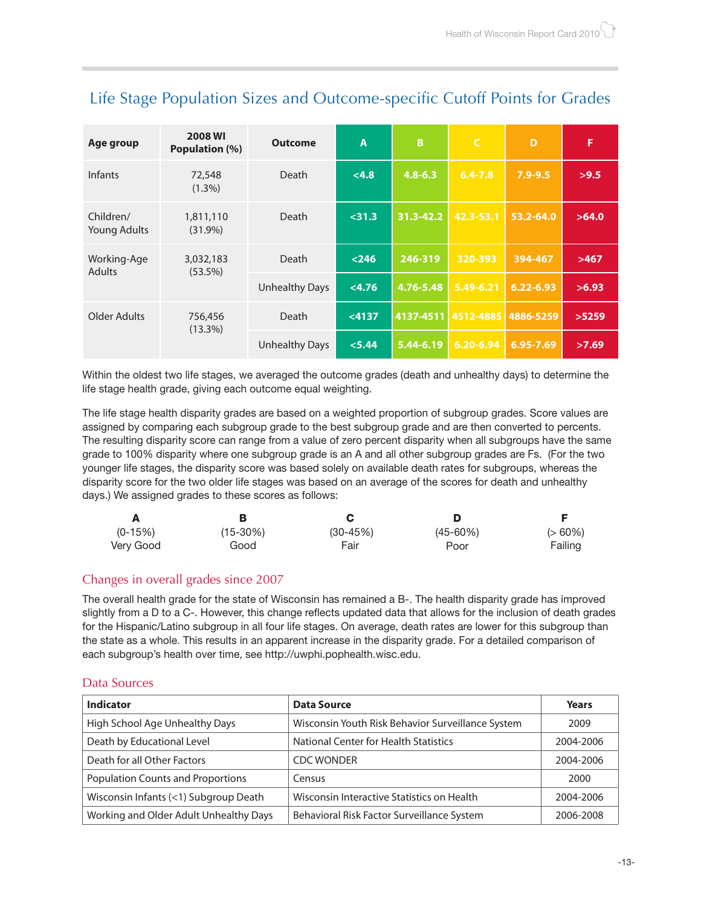## Life Stage Population Sizes and Outcome-specific Cutoff Points for Grades

| Age group | 2008 WI Population (%) | Outcome | A | B | C | D | F |
|---|---|---|---|---|---|---|---|
| Infants | 72,548 (1.3%) | Death | <4.8 | 4.8-6.3 | 6.4-7.8 | 7.9-9.5 | >9.5 |
| Children/ Young Adults | 1,811,110 (31.9%) | Death | <31.3 | 31.3-42.2 | 42.3-53.1 | 53.2-64.0 | >64.0 |
| Working-Age Adults | 3,032,183 (53.5%) | Death | <246 | 246-319 | 320-393 | 394-467 | >467 |
| | | Unhealthy Days | <4.76 | 4.76-5.48 | 5.49-6.21 | 6.22-6.93 | >6.93 |
| Older Adults | 756,456 (13.3%) | Death | <4137 | 4137-4511 | 4512-4885 | 4886-5259 | >5259 |
| | | Unhealthy Days | <5.44 | 5.44-6.19 | 6.20-6.94 | 6.95-7.69 | >7.69 |

Within the oldest two life stages, we averaged the outcome grades (death and unhealthy days) to determine the life stage health grade, giving each outcome equal weighting.

The life stage health disparity grades are based on a weighted proportion of subgroup grades. Score values are assigned by comparing each subgroup grade to the best subgroup grade and are then converted to percents. The resulting disparity score can range from a value of zero percent disparity when all subgroups have the same grade to 100% disparity where one subgroup grade is an A and all other subgroup grades are Fs. (For the two younger life stages, the disparity score was based solely on available death rates for subgroups, whereas the disparity score for the two older life stages was based on an average of the scores for death and unhealthy days.) We assigned grades to these scores as follows:

| A | B | C | D | F |
|---|---|---|---|---|
| (0-15%) | (15-30%) | (30-45%) | (45-60%) | (> 60%) |
| Very Good | Good | Fair | Poor | Failing |

### Changes in overall grades since 2007

The overall health grade for the state of Wisconsin has remained a B-. The health disparity grade has improved slightly from a D to a C-. However, this change reflects updated data that allows for the inclusion of death grades for the Hispanic/Latino subgroup in all four life stages. On average, death rates are lower for this subgroup than the state as a whole. This results in an apparent increase in the disparity grade. For a detailed comparison of each subgroup's health over time, see http://uwphi.pophealth.wisc.edu.

### Data Sources

| Indicator | Data Source | Years |
|---|---|---|
| High School Age Unhealthy Days | Wisconsin Youth Risk Behavior Surveillance System | 2009 |
| Death by Educational Level | National Center for Health Statistics | 2004-2006 |
| Death for all Other Factors | CDC WONDER | 2004-2006 |
| Population Counts and Proportions | Census | 2000 |
| Wisconsin Infants (<1) Subgroup Death | Wisconsin Interactive Statistics on Health | 2004-2006 |
| Working and Older Adult Unhealthy Days | Behavioral Risk Factor Surveillance System | 2006-2008 |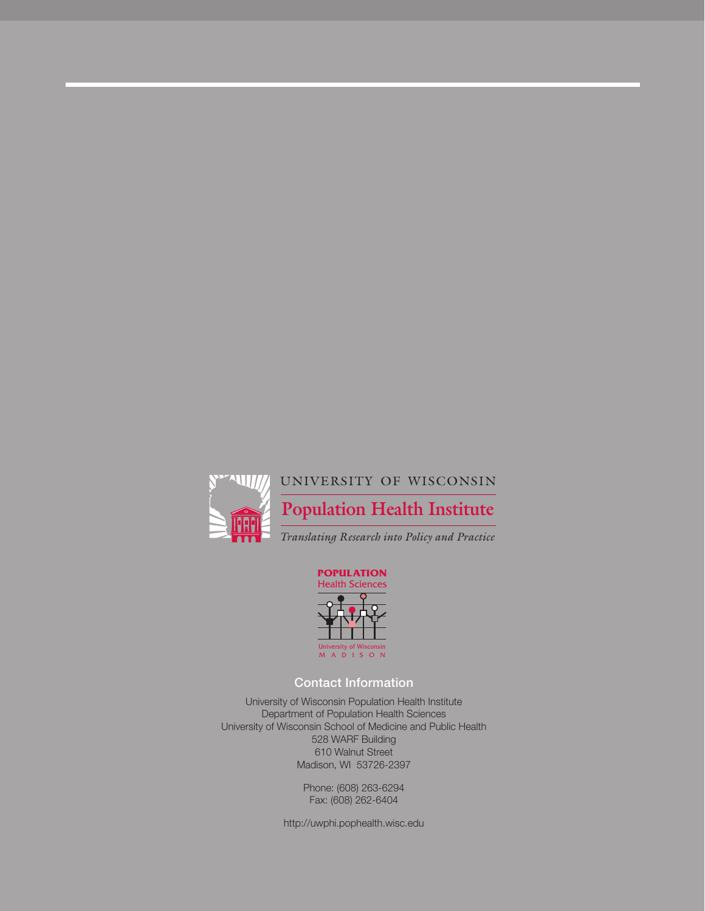UNIVERSITY OF WISCONSIN

Population Health Institute

*Translating Research into Policy and Practice*

POPULATION
Health Sciences

University of Wisconsin
MADISON

### Contact Information

University of Wisconsin Population Health Institute
Department of Population Health Sciences
University of Wisconsin School of Medicine and Public Health
528 WARF Building
610 Walnut Street
Madison, WI 53726-2397

Phone: (608) 263-6294
Fax: (608) 262-6404

http://uwphi.pophealth.wisc.edu